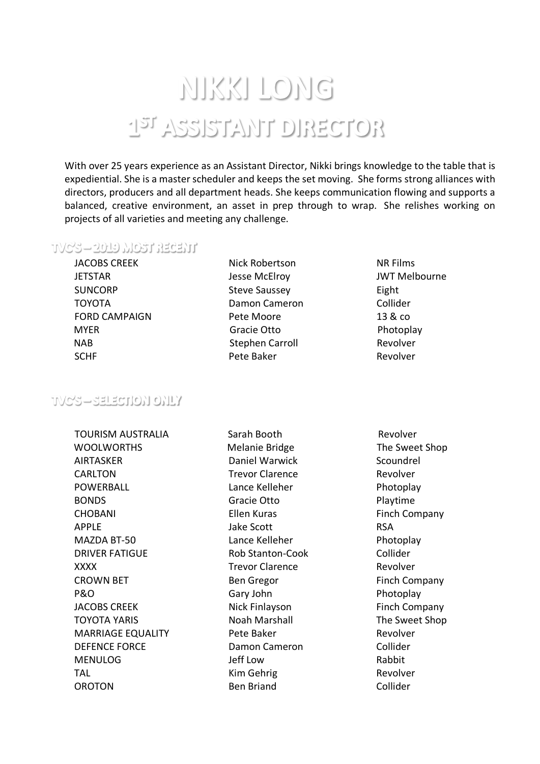# NIKKI LONG
# 1ST ASSISTANT DIRECTOR

With over 25 years experience as an Assistant Director, Nikki brings knowledge to the table that is expediential. She is a master scheduler and keeps the set moving. She forms strong alliances with directors, producers and all department heads. She keeps communication flowing and supports a balanced, creative environment, an asset in prep through to wrap. She relishes working on projects of all varieties and meeting any challenge.

## TVC'S – 2019 MOST RECENT

| | | |
|---|---|---|
| JACOBS CREEK | Nick Robertson | NR Films |
| JETSTAR | Jesse McElroy | JWT Melbourne |
| SUNCORP | Steve Saussey | Eight |
| TOYOTA | Damon Cameron | Collider |
| FORD CAMPAIGN | Pete Moore | 13 & co |
| MYER | Gracie Otto | Photoplay |
| NAB | Stephen Carroll | Revolver |
| SCHF | Pete Baker | Revolver |

## TVC'S – SELECTION ONLY

| | | |
|---|---|---|
| TOURISM AUSTRALIA | Sarah Booth | Revolver |
| WOOLWORTHS | Melanie Bridge | The Sweet Shop |
| AIRTASKER | Daniel Warwick | Scoundrel |
| CARLTON | Trevor Clarence | Revolver |
| POWERBALL | Lance Kelleher | Photoplay |
| BONDS | Gracie Otto | Playtime |
| CHOBANI | Ellen Kuras | Finch Company |
| APPLE | Jake Scott | RSA |
| MAZDA BT-50 | Lance Kelleher | Photoplay |
| DRIVER FATIGUE | Rob Stanton-Cook | Collider |
| XXXX | Trevor Clarence | Revolver |
| CROWN BET | Ben Gregor | Finch Company |
| P&O | Gary John | Photoplay |
| JACOBS CREEK | Nick Finlayson | Finch Company |
| TOYOTA YARIS | Noah Marshall | The Sweet Shop |
| MARRIAGE EQUALITY | Pete Baker | Revolver |
| DEFENCE FORCE | Damon Cameron | Collider |
| MENULOG | Jeff Low | Rabbit |
| TAL | Kim Gehrig | Revolver |
| OROTON | Ben Briand | Collider |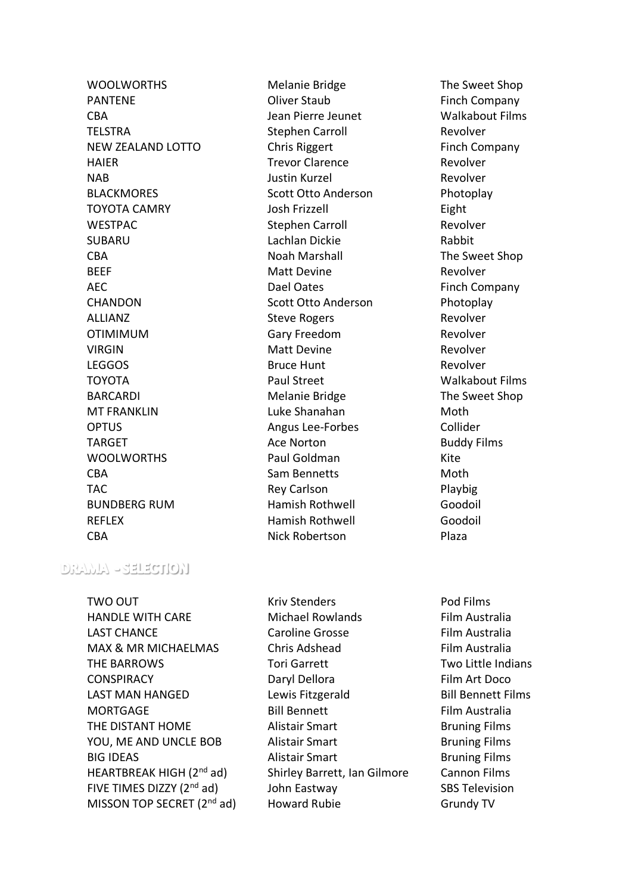| | | |
|---|---|---|
| WOOLWORTHS | Melanie Bridge | The Sweet Shop |
| PANTENE | Oliver Staub | Finch Company |
| CBA | Jean Pierre Jeunet | Walkabout Films |
| TELSTRA | Stephen Carroll | Revolver |
| NEW ZEALAND LOTTO | Chris Riggert | Finch Company |
| HAIER | Trevor Clarence | Revolver |
| NAB | Justin Kurzel | Revolver |
| BLACKMORES | Scott Otto Anderson | Photoplay |
| TOYOTA CAMRY | Josh Frizzell | Eight |
| WESTPAC | Stephen Carroll | Revolver |
| SUBARU | Lachlan Dickie | Rabbit |
| CBA | Noah Marshall | The Sweet Shop |
| BEEF | Matt Devine | Revolver |
| AEC | Dael Oates | Finch Company |
| CHANDON | Scott Otto Anderson | Photoplay |
| ALLIANZ | Steve Rogers | Revolver |
| OTIMIMUM | Gary Freedom | Revolver |
| VIRGIN | Matt Devine | Revolver |
| LEGGOS | Bruce Hunt | Revolver |
| TOYOTA | Paul Street | Walkabout Films |
| BARCARDI | Melanie Bridge | The Sweet Shop |
| MT FRANKLIN | Luke Shanahan | Moth |
| OPTUS | Angus Lee-Forbes | Collider |
| TARGET | Ace Norton | Buddy Films |
| WOOLWORTHS | Paul Goldman | Kite |
| CBA | Sam Bennetts | Moth |
| TAC | Rey Carlson | Playbig |
| BUNDBERG RUM | Hamish Rothwell | Goodoil |
| REFLEX | Hamish Rothwell | Goodoil |
| CBA | Nick Robertson | Plaza |

## DRAMA - SELECTION

| | | |
|---|---|---|
| TWO OUT | Kriv Stenders | Pod Films |
| HANDLE WITH CARE | Michael Rowlands | Film Australia |
| LAST CHANCE | Caroline Grosse | Film Australia |
| MAX & MR MICHAELMAS | Chris Adshead | Film Australia |
| THE BARROWS | Tori Garrett | Two Little Indians |
| CONSPIRACY | Daryl Dellora | Film Art Doco |
| LAST MAN HANGED | Lewis Fitzgerald | Bill Bennett Films |
| MORTGAGE | Bill Bennett | Film Australia |
| THE DISTANT HOME | Alistair Smart | Bruning Films |
| YOU, ME AND UNCLE BOB | Alistair Smart | Bruning Films |
| BIG IDEAS | Alistair Smart | Bruning Films |
| HEARTBREAK HIGH (2nd ad) | Shirley Barrett, Ian Gilmore | Cannon Films |
| FIVE TIMES DIZZY (2nd ad) | John Eastway | SBS Television |
| MISSON TOP SECRET (2nd ad) | Howard Rubie | Grundy TV |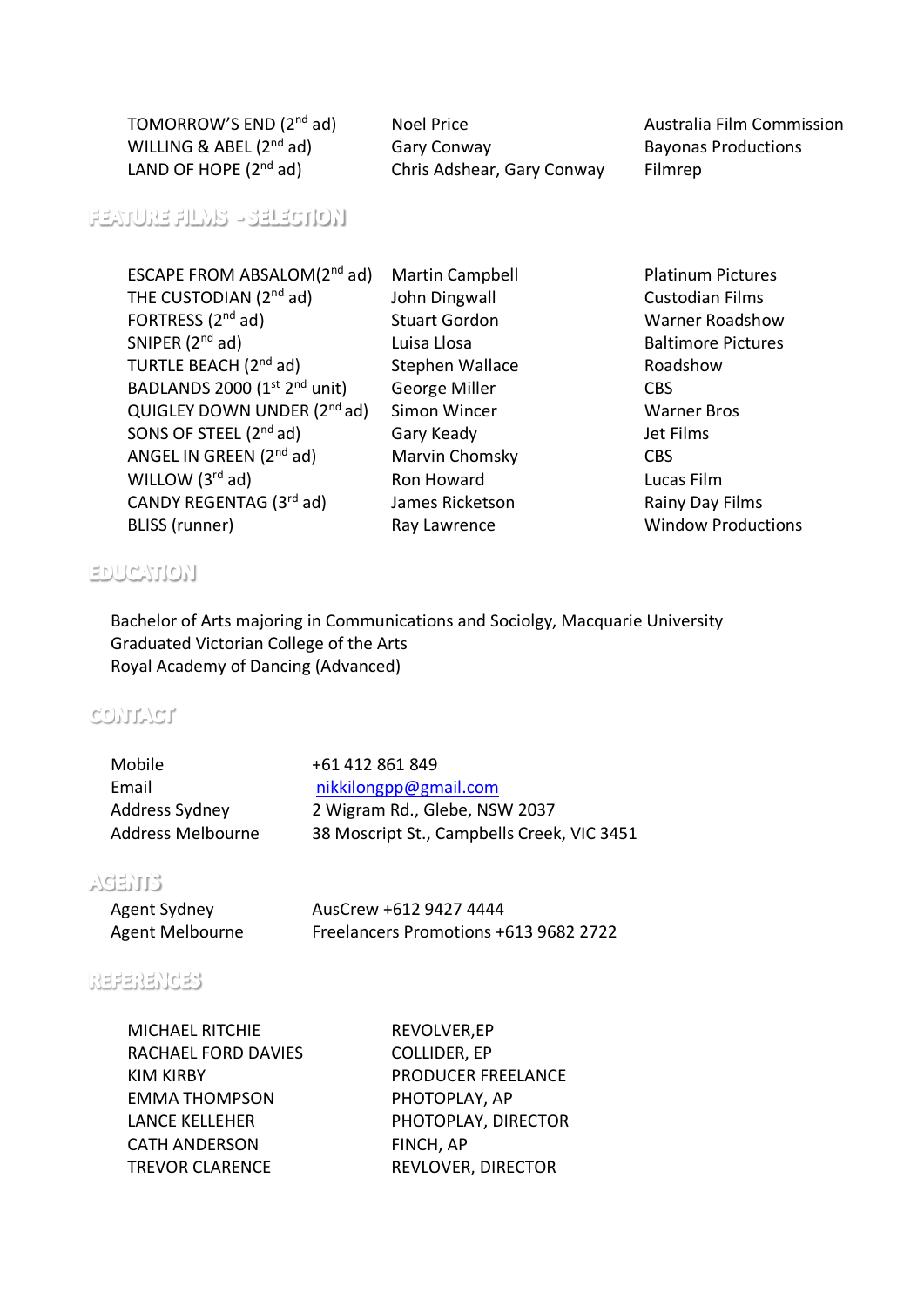| | | |
|---|---|---|
| TOMORROW'S END (2nd ad) | Noel Price | Australia Film Commission |
| WILLING & ABEL (2nd ad) | Gary Conway | Bayonas Productions |
| LAND OF HOPE (2nd ad) | Chris Adshear, Gary Conway | Filmrep |

## FEATURE FILMS - SELECTION

| | | |
|---|---|---|
| ESCAPE FROM ABSALOM(2nd ad) | Martin Campbell | Platinum Pictures |
| THE CUSTODIAN (2nd ad) | John Dingwall | Custodian Films |
| FORTRESS (2nd ad) | Stuart Gordon | Warner Roadshow |
| SNIPER (2nd ad) | Luisa Llosa | Baltimore Pictures |
| TURTLE BEACH (2nd ad) | Stephen Wallace | Roadshow |
| BADLANDS 2000 (1st 2nd unit) | George Miller | CBS |
| QUIGLEY DOWN UNDER (2nd ad) | Simon Wincer | Warner Bros |
| SONS OF STEEL (2nd ad) | Gary Keady | Jet Films |
| ANGEL IN GREEN (2nd ad) | Marvin Chomsky | CBS |
| WILLOW (3rd ad) | Ron Howard | Lucas Film |
| CANDY REGENTAG (3rd ad) | James Ricketson | Rainy Day Films |
| BLISS (runner) | Ray Lawrence | Window Productions |

## EDUCATION

Bachelor of Arts majoring in Communications and Sociolgy, Macquarie University
Graduated Victorian College of the Arts
Royal Academy of Dancing (Advanced)

## CONTACT

| | |
|---|---|
| Mobile | +61 412 861 849 |
| Email | nikkilongpp@gmail.com |
| Address Sydney | 2 Wigram Rd., Glebe, NSW 2037 |
| Address Melbourne | 38 Moscript St., Campbells Creek, VIC 3451 |

## AGENTS

| | |
|---|---|
| Agent Sydney | AusCrew +612 9427 4444 |
| Agent Melbourne | Freelancers Promotions +613 9682 2722 |

## REFERENCES

| | |
|---|---|
| MICHAEL RITCHIE | REVOLVER,EP |
| RACHAEL FORD DAVIES | COLLIDER, EP |
| KIM KIRBY | PRODUCER FREELANCE |
| EMMA THOMPSON | PHOTOPLAY, AP |
| LANCE KELLEHER | PHOTOPLAY, DIRECTOR |
| CATH ANDERSON | FINCH, AP |
| TREVOR CLARENCE | REVLOVER, DIRECTOR |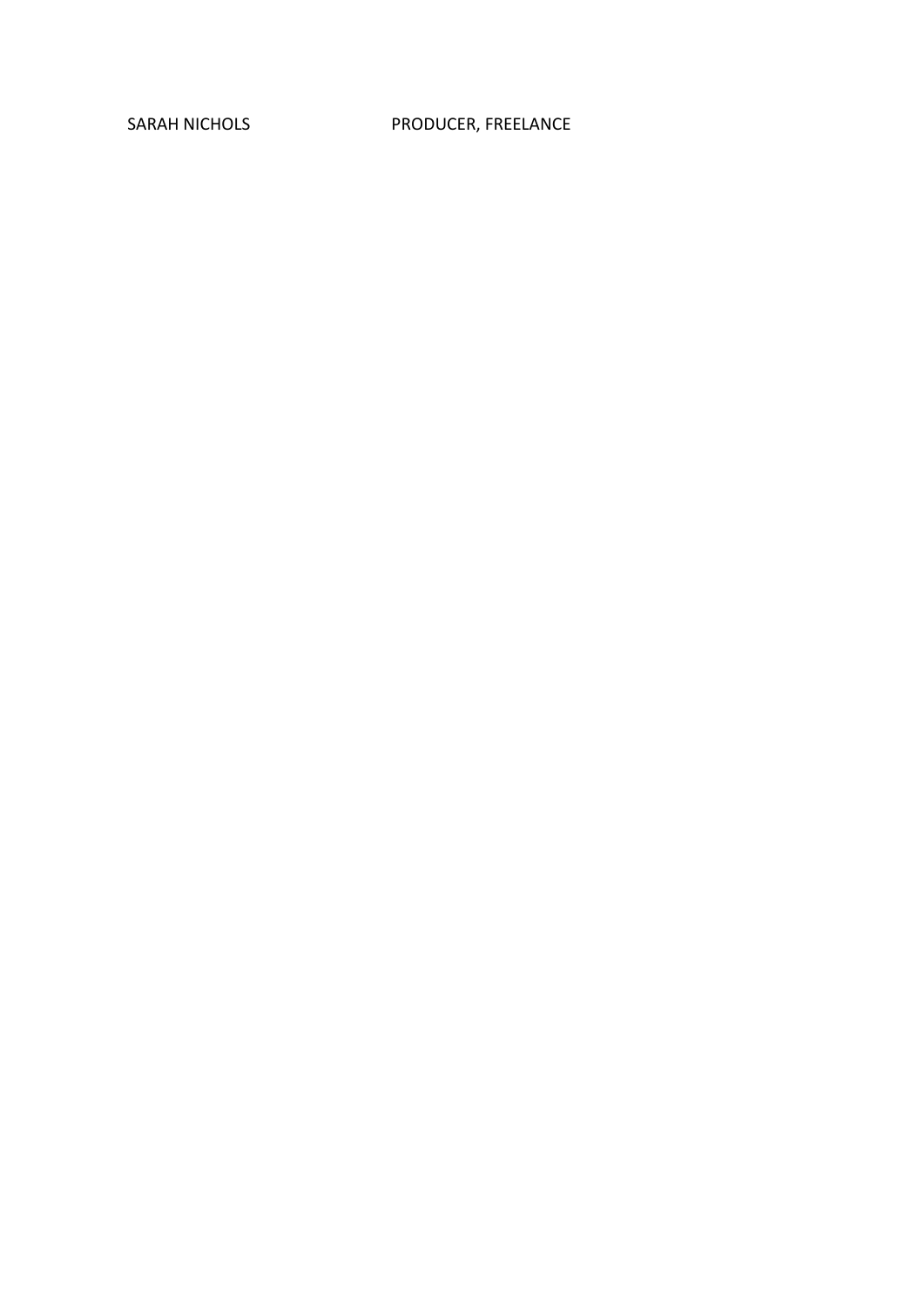SARAH NICHOLS PRODUCER, FREELANCE